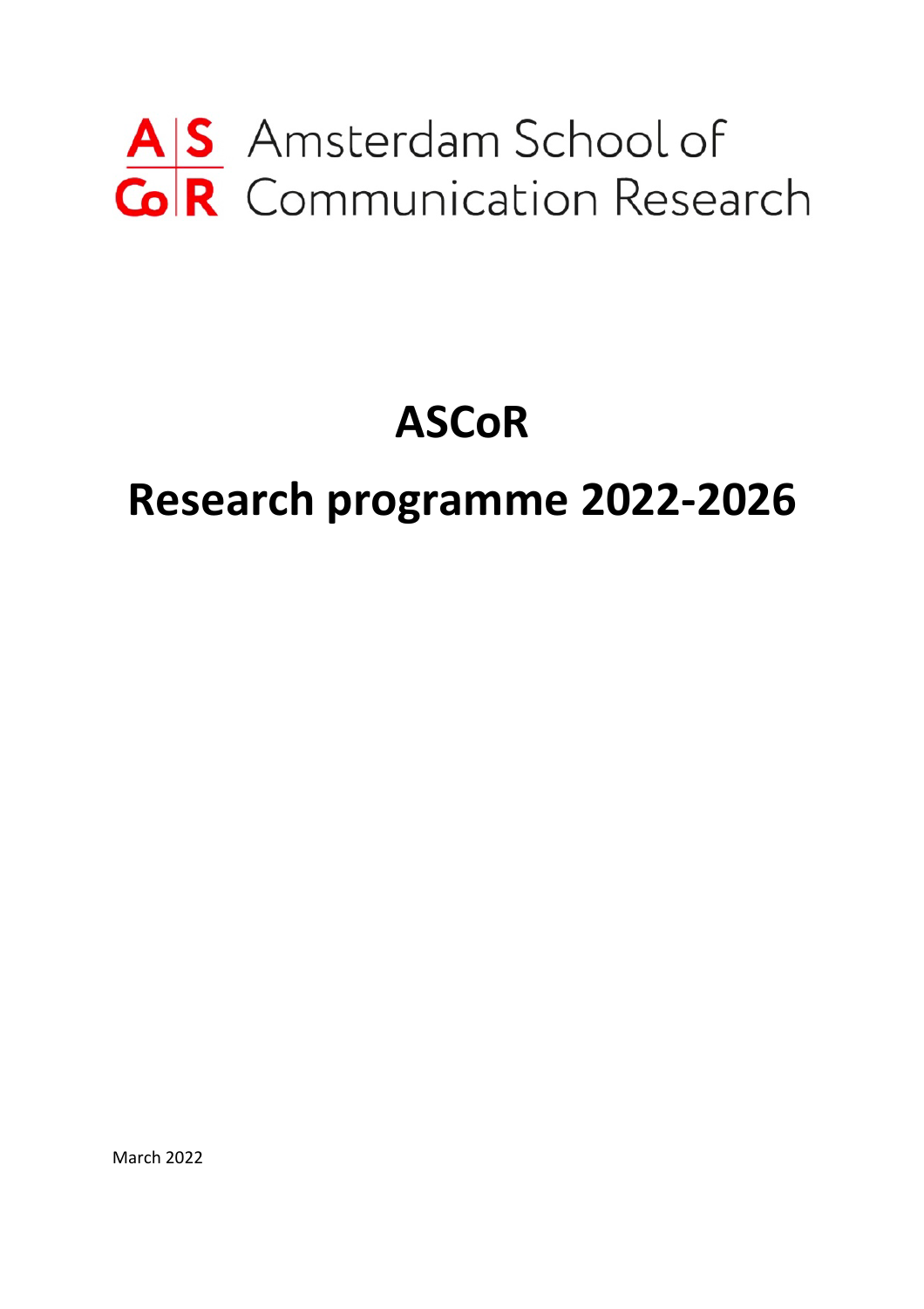A|S Amsterdam School of
Co|R Communication Research

# ASCoR

# Research programme 2022-2026

March 2022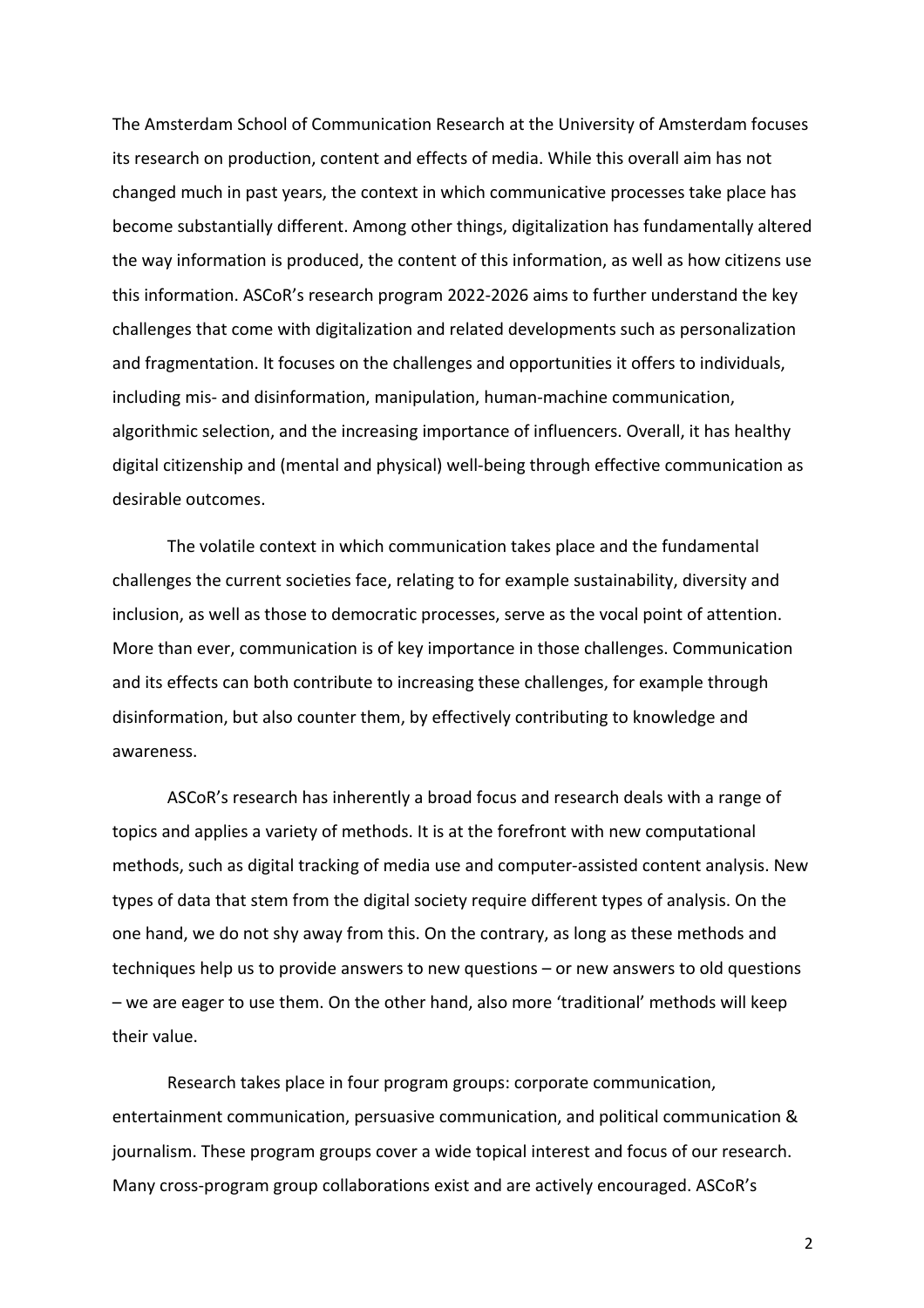The Amsterdam School of Communication Research at the University of Amsterdam focuses its research on production, content and effects of media. While this overall aim has not changed much in past years, the context in which communicative processes take place has become substantially different. Among other things, digitalization has fundamentally altered the way information is produced, the content of this information, as well as how citizens use this information. ASCoR's research program 2022-2026 aims to further understand the key challenges that come with digitalization and related developments such as personalization and fragmentation. It focuses on the challenges and opportunities it offers to individuals, including mis- and disinformation, manipulation, human-machine communication, algorithmic selection, and the increasing importance of influencers. Overall, it has healthy digital citizenship and (mental and physical) well-being through effective communication as desirable outcomes.

The volatile context in which communication takes place and the fundamental challenges the current societies face, relating to for example sustainability, diversity and inclusion, as well as those to democratic processes, serve as the vocal point of attention. More than ever, communication is of key importance in those challenges. Communication and its effects can both contribute to increasing these challenges, for example through disinformation, but also counter them, by effectively contributing to knowledge and awareness.

ASCoR's research has inherently a broad focus and research deals with a range of topics and applies a variety of methods. It is at the forefront with new computational methods, such as digital tracking of media use and computer-assisted content analysis. New types of data that stem from the digital society require different types of analysis. On the one hand, we do not shy away from this. On the contrary, as long as these methods and techniques help us to provide answers to new questions – or new answers to old questions – we are eager to use them. On the other hand, also more 'traditional' methods will keep their value.

Research takes place in four program groups: corporate communication, entertainment communication, persuasive communication, and political communication & journalism. These program groups cover a wide topical interest and focus of our research. Many cross-program group collaborations exist and are actively encouraged. ASCoR's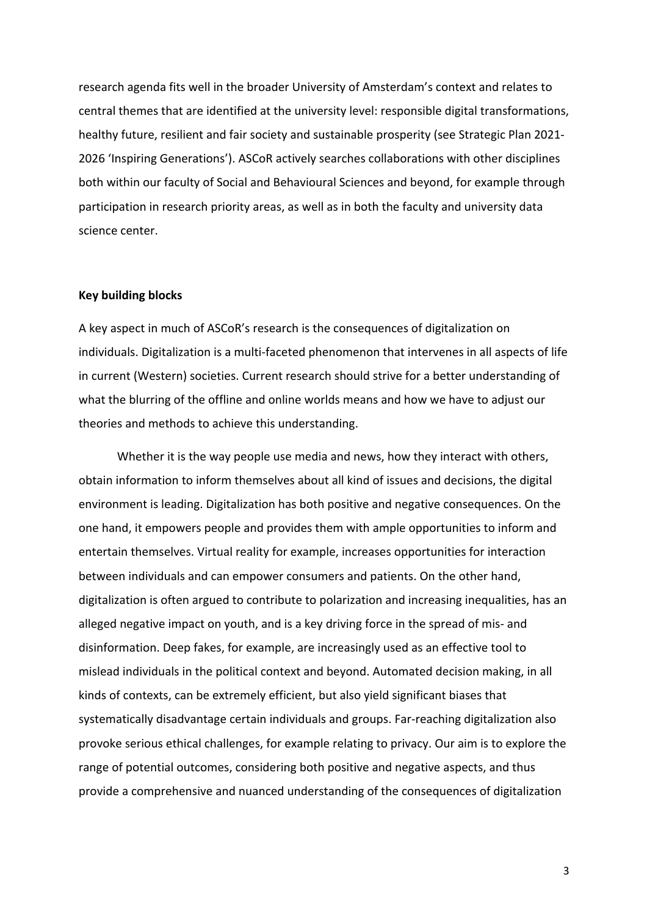research agenda fits well in the broader University of Amsterdam's context and relates to central themes that are identified at the university level: responsible digital transformations, healthy future, resilient and fair society and sustainable prosperity (see Strategic Plan 2021-2026 'Inspiring Generations'). ASCoR actively searches collaborations with other disciplines both within our faculty of Social and Behavioural Sciences and beyond, for example through participation in research priority areas, as well as in both the faculty and university data science center.

**Key building blocks**

A key aspect in much of ASCoR's research is the consequences of digitalization on individuals. Digitalization is a multi-faceted phenomenon that intervenes in all aspects of life in current (Western) societies. Current research should strive for a better understanding of what the blurring of the offline and online worlds means and how we have to adjust our theories and methods to achieve this understanding.

Whether it is the way people use media and news, how they interact with others, obtain information to inform themselves about all kind of issues and decisions, the digital environment is leading. Digitalization has both positive and negative consequences. On the one hand, it empowers people and provides them with ample opportunities to inform and entertain themselves. Virtual reality for example, increases opportunities for interaction between individuals and can empower consumers and patients. On the other hand, digitalization is often argued to contribute to polarization and increasing inequalities, has an alleged negative impact on youth, and is a key driving force in the spread of mis- and disinformation. Deep fakes, for example, are increasingly used as an effective tool to mislead individuals in the political context and beyond. Automated decision making, in all kinds of contexts, can be extremely efficient, but also yield significant biases that systematically disadvantage certain individuals and groups. Far-reaching digitalization also provoke serious ethical challenges, for example relating to privacy. Our aim is to explore the range of potential outcomes, considering both positive and negative aspects, and thus provide a comprehensive and nuanced understanding of the consequences of digitalization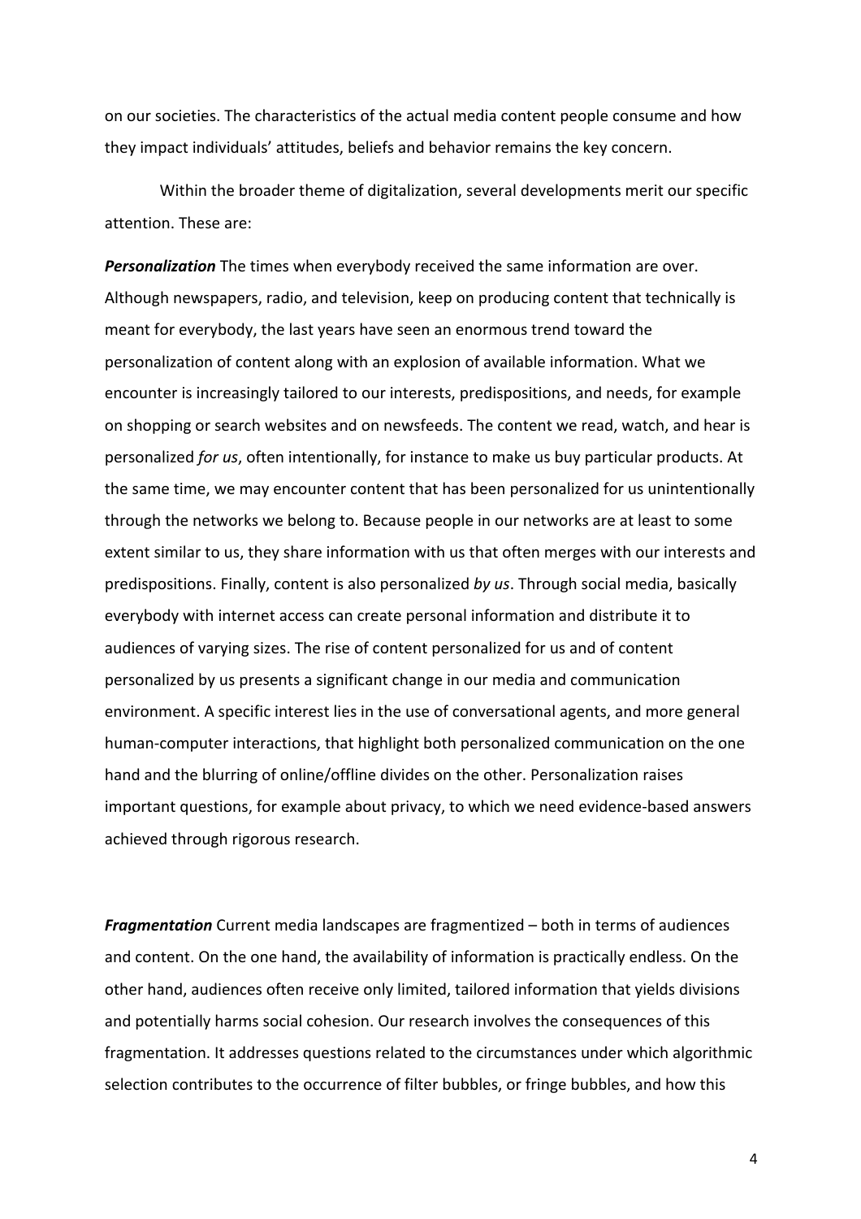on our societies. The characteristics of the actual media content people consume and how they impact individuals' attitudes, beliefs and behavior remains the key concern.

Within the broader theme of digitalization, several developments merit our specific attention. These are:

***Personalization*** The times when everybody received the same information are over. Although newspapers, radio, and television, keep on producing content that technically is meant for everybody, the last years have seen an enormous trend toward the personalization of content along with an explosion of available information. What we encounter is increasingly tailored to our interests, predispositions, and needs, for example on shopping or search websites and on newsfeeds. The content we read, watch, and hear is personalized *for us*, often intentionally, for instance to make us buy particular products. At the same time, we may encounter content that has been personalized for us unintentionally through the networks we belong to. Because people in our networks are at least to some extent similar to us, they share information with us that often merges with our interests and predispositions. Finally, content is also personalized *by us*. Through social media, basically everybody with internet access can create personal information and distribute it to audiences of varying sizes. The rise of content personalized for us and of content personalized by us presents a significant change in our media and communication environment. A specific interest lies in the use of conversational agents, and more general human-computer interactions, that highlight both personalized communication on the one hand and the blurring of online/offline divides on the other. Personalization raises important questions, for example about privacy, to which we need evidence-based answers achieved through rigorous research.

***Fragmentation*** Current media landscapes are fragmentized – both in terms of audiences and content. On the one hand, the availability of information is practically endless. On the other hand, audiences often receive only limited, tailored information that yields divisions and potentially harms social cohesion. Our research involves the consequences of this fragmentation. It addresses questions related to the circumstances under which algorithmic selection contributes to the occurrence of filter bubbles, or fringe bubbles, and how this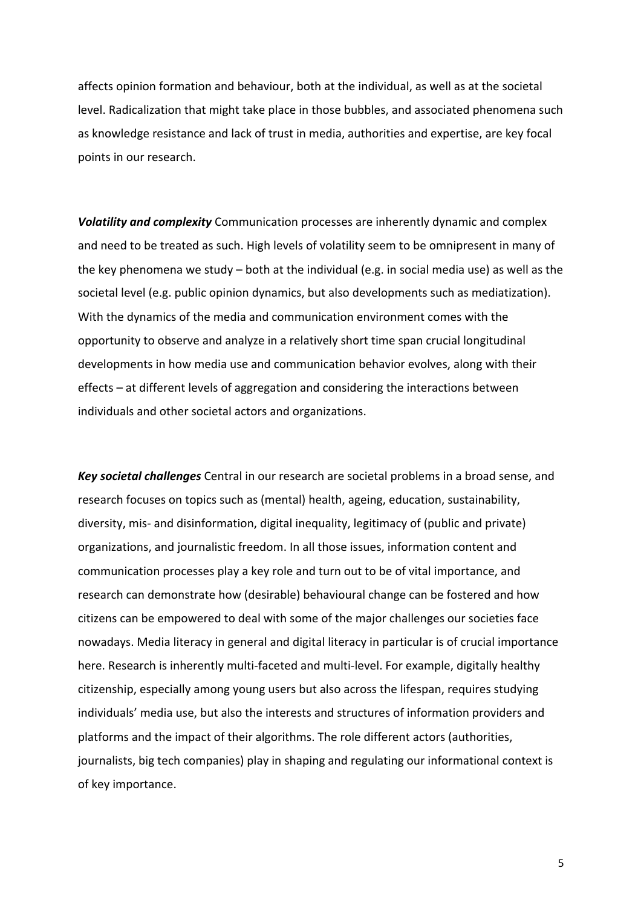affects opinion formation and behaviour, both at the individual, as well as at the societal level. Radicalization that might take place in those bubbles, and associated phenomena such as knowledge resistance and lack of trust in media, authorities and expertise, are key focal points in our research.

***Volatility and complexity*** Communication processes are inherently dynamic and complex and need to be treated as such. High levels of volatility seem to be omnipresent in many of the key phenomena we study – both at the individual (e.g. in social media use) as well as the societal level (e.g. public opinion dynamics, but also developments such as mediatization). With the dynamics of the media and communication environment comes with the opportunity to observe and analyze in a relatively short time span crucial longitudinal developments in how media use and communication behavior evolves, along with their effects – at different levels of aggregation and considering the interactions between individuals and other societal actors and organizations.

***Key societal challenges*** Central in our research are societal problems in a broad sense, and research focuses on topics such as (mental) health, ageing, education, sustainability, diversity, mis- and disinformation, digital inequality, legitimacy of (public and private) organizations, and journalistic freedom. In all those issues, information content and communication processes play a key role and turn out to be of vital importance, and research can demonstrate how (desirable) behavioural change can be fostered and how citizens can be empowered to deal with some of the major challenges our societies face nowadays. Media literacy in general and digital literacy in particular is of crucial importance here. Research is inherently multi-faceted and multi-level. For example, digitally healthy citizenship, especially among young users but also across the lifespan, requires studying individuals' media use, but also the interests and structures of information providers and platforms and the impact of their algorithms. The role different actors (authorities, journalists, big tech companies) play in shaping and regulating our informational context is of key importance.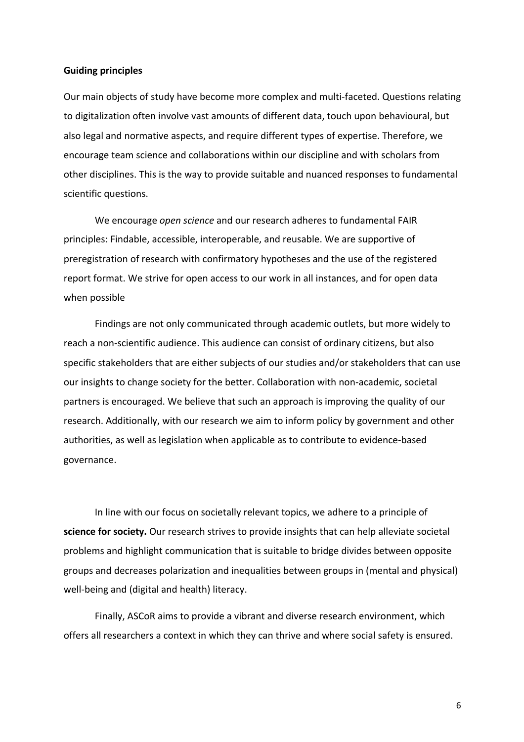**Guiding principles**

Our main objects of study have become more complex and multi-faceted. Questions relating to digitalization often involve vast amounts of different data, touch upon behavioural, but also legal and normative aspects, and require different types of expertise. Therefore, we encourage team science and collaborations within our discipline and with scholars from other disciplines. This is the way to provide suitable and nuanced responses to fundamental scientific questions.

We encourage *open science* and our research adheres to fundamental FAIR principles: Findable, accessible, interoperable, and reusable. We are supportive of preregistration of research with confirmatory hypotheses and the use of the registered report format. We strive for open access to our work in all instances, and for open data when possible

Findings are not only communicated through academic outlets, but more widely to reach a non-scientific audience. This audience can consist of ordinary citizens, but also specific stakeholders that are either subjects of our studies and/or stakeholders that can use our insights to change society for the better. Collaboration with non-academic, societal partners is encouraged. We believe that such an approach is improving the quality of our research. Additionally, with our research we aim to inform policy by government and other authorities, as well as legislation when applicable as to contribute to evidence-based governance.

In line with our focus on societally relevant topics, we adhere to a principle of **science for society.** Our research strives to provide insights that can help alleviate societal problems and highlight communication that is suitable to bridge divides between opposite groups and decreases polarization and inequalities between groups in (mental and physical) well-being and (digital and health) literacy.

Finally, ASCoR aims to provide a vibrant and diverse research environment, which offers all researchers a context in which they can thrive and where social safety is ensured.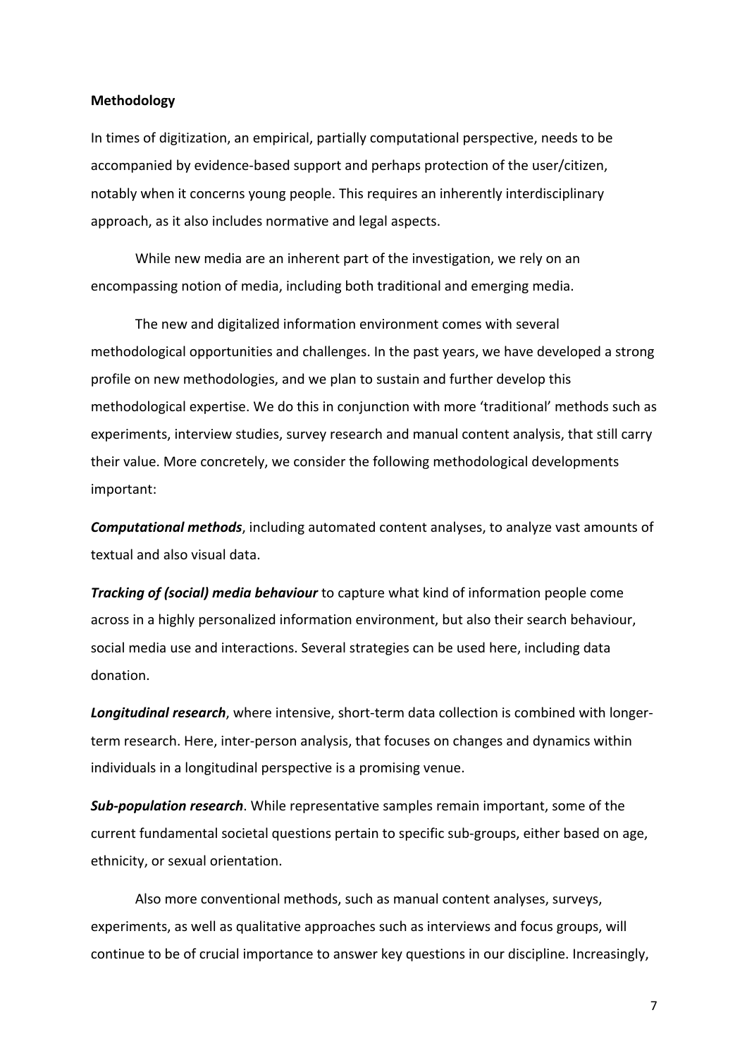**Methodology**

In times of digitization, an empirical, partially computational perspective, needs to be accompanied by evidence-based support and perhaps protection of the user/citizen, notably when it concerns young people. This requires an inherently interdisciplinary approach, as it also includes normative and legal aspects.

While new media are an inherent part of the investigation, we rely on an encompassing notion of media, including both traditional and emerging media.

The new and digitalized information environment comes with several methodological opportunities and challenges. In the past years, we have developed a strong profile on new methodologies, and we plan to sustain and further develop this methodological expertise. We do this in conjunction with more 'traditional' methods such as experiments, interview studies, survey research and manual content analysis, that still carry their value. More concretely, we consider the following methodological developments important:

***Computational methods***, including automated content analyses, to analyze vast amounts of textual and also visual data.

***Tracking of (social) media behaviour*** to capture what kind of information people come across in a highly personalized information environment, but also their search behaviour, social media use and interactions. Several strategies can be used here, including data donation.

***Longitudinal research***, where intensive, short-term data collection is combined with longer-term research. Here, inter-person analysis, that focuses on changes and dynamics within individuals in a longitudinal perspective is a promising venue.

***Sub-population research***. While representative samples remain important, some of the current fundamental societal questions pertain to specific sub-groups, either based on age, ethnicity, or sexual orientation.

Also more conventional methods, such as manual content analyses, surveys, experiments, as well as qualitative approaches such as interviews and focus groups, will continue to be of crucial importance to answer key questions in our discipline. Increasingly,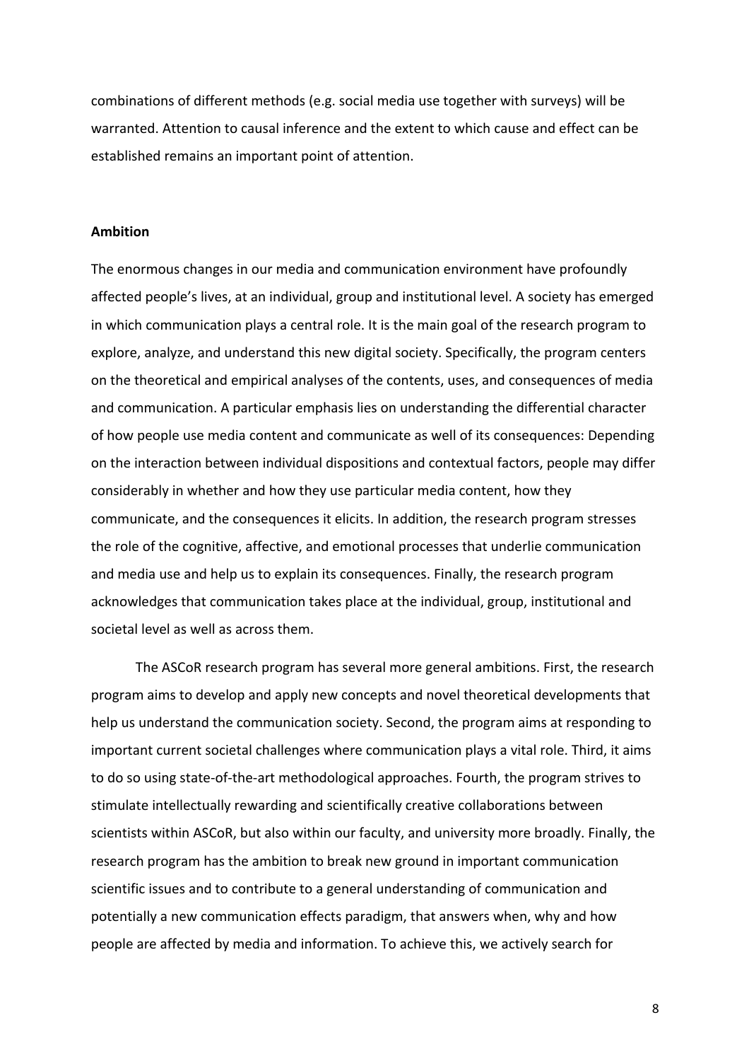combinations of different methods (e.g. social media use together with surveys) will be warranted. Attention to causal inference and the extent to which cause and effect can be established remains an important point of attention.

**Ambition**

The enormous changes in our media and communication environment have profoundly affected people's lives, at an individual, group and institutional level. A society has emerged in which communication plays a central role. It is the main goal of the research program to explore, analyze, and understand this new digital society. Specifically, the program centers on the theoretical and empirical analyses of the contents, uses, and consequences of media and communication. A particular emphasis lies on understanding the differential character of how people use media content and communicate as well of its consequences: Depending on the interaction between individual dispositions and contextual factors, people may differ considerably in whether and how they use particular media content, how they communicate, and the consequences it elicits. In addition, the research program stresses the role of the cognitive, affective, and emotional processes that underlie communication and media use and help us to explain its consequences. Finally, the research program acknowledges that communication takes place at the individual, group, institutional and societal level as well as across them.

The ASCoR research program has several more general ambitions. First, the research program aims to develop and apply new concepts and novel theoretical developments that help us understand the communication society. Second, the program aims at responding to important current societal challenges where communication plays a vital role. Third, it aims to do so using state-of-the-art methodological approaches. Fourth, the program strives to stimulate intellectually rewarding and scientifically creative collaborations between scientists within ASCoR, but also within our faculty, and university more broadly. Finally, the research program has the ambition to break new ground in important communication scientific issues and to contribute to a general understanding of communication and potentially a new communication effects paradigm, that answers when, why and how people are affected by media and information. To achieve this, we actively search for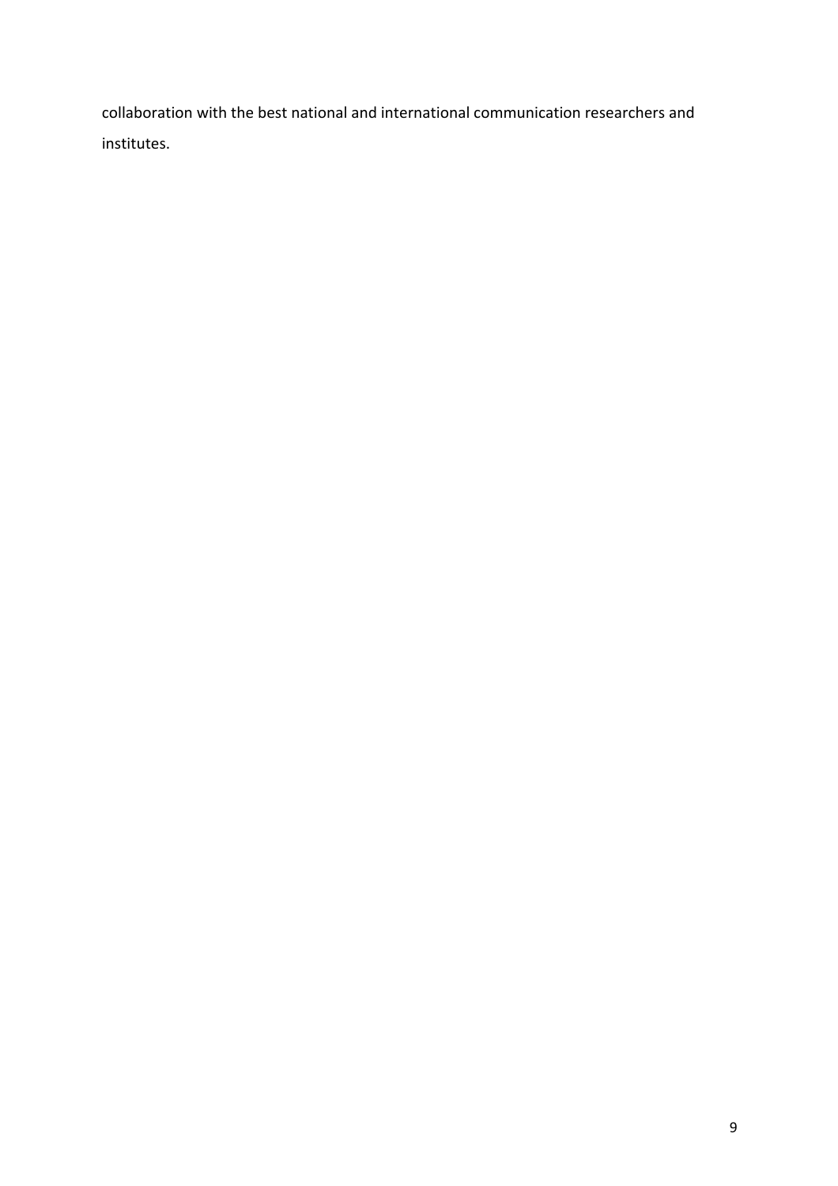collaboration with the best national and international communication researchers and institutes.